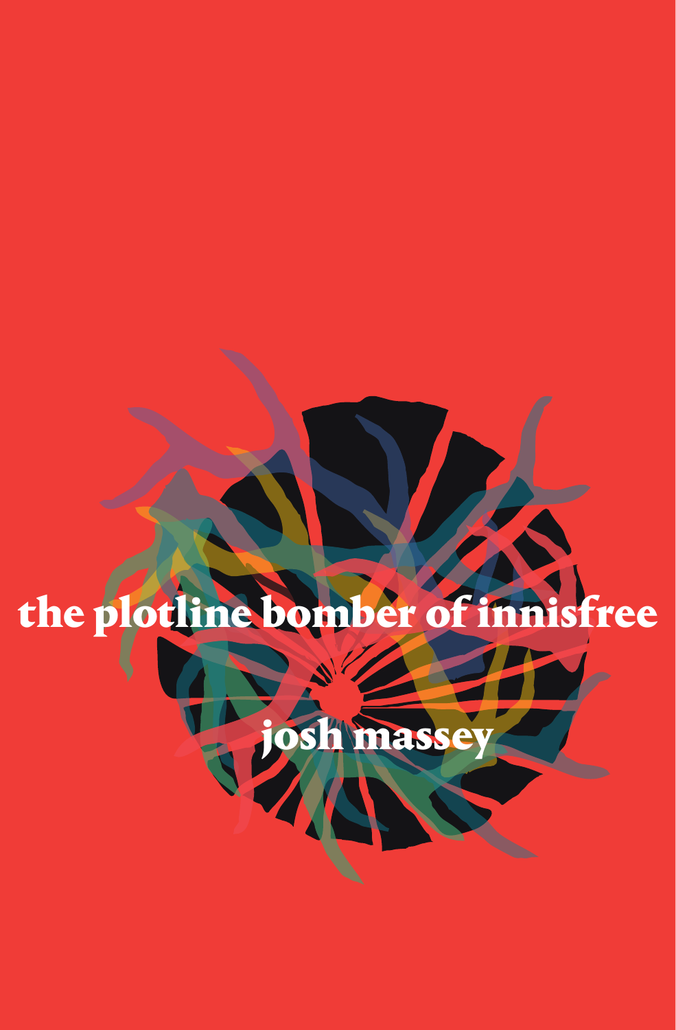# the plotline bomber of innisfree

josh massey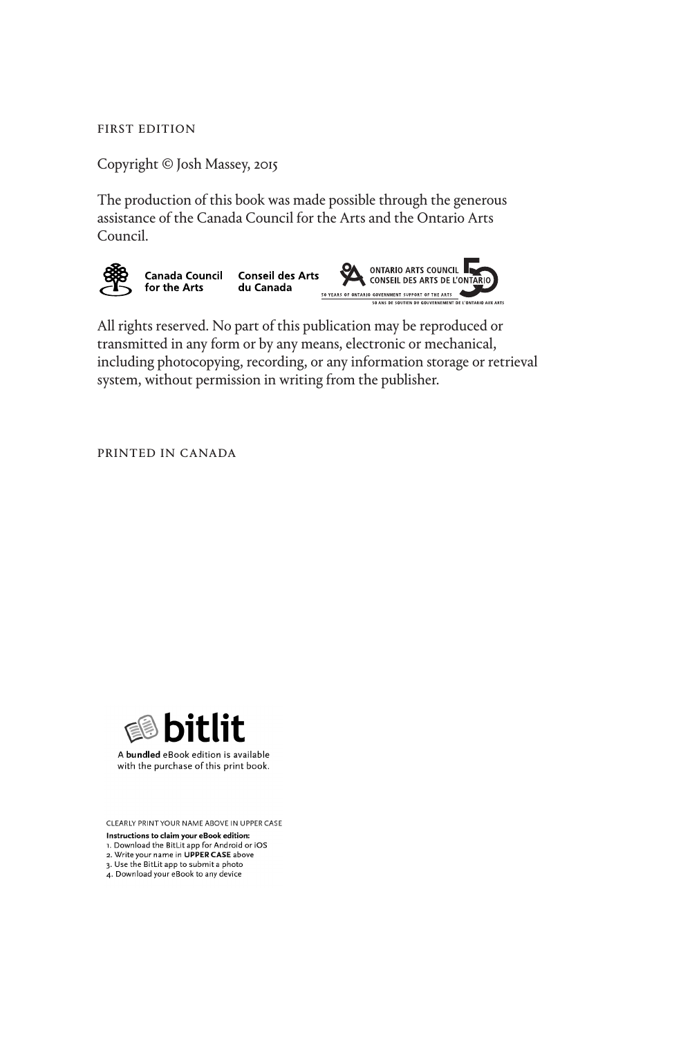FIRST EDITION

Copyright © Josh Massey, 2015

The production of this book was made possible through the generous assistance of the Canada Council for the Arts and the Ontario Arts Council.

Canada Council for the Arts Conseil des Arts du Canada

ONTARIO ARTS COUNCIL CONSEIL DES ARTS DE L'ONTARIO

50 YEARS OF ONTARIO GOVERNMENT SUPPORT OF THE ARTS

50 ANS DE SOUTIEN DU GOUVERNEMENT DE L'ONTARIO AUX ARTS

All rights reserved. No part of this publication may be reproduced or transmitted in any form or by any means, electronic or mechanical, including photocopying, recording, or any information storage or retrieval system, without permission in writing from the publisher.

PRINTED IN CANADA

bitlit

A **bundled** eBook edition is available with the purchase of this print book.

CLEARLY PRINT YOUR NAME ABOVE IN UPPER CASE

**Instructions to claim your eBook edition:**

1. Download the BitLit app for Android or iOS
2. Write your name in **UPPER CASE** above
3. Use the BitLit app to submit a photo
4. Download your eBook to any device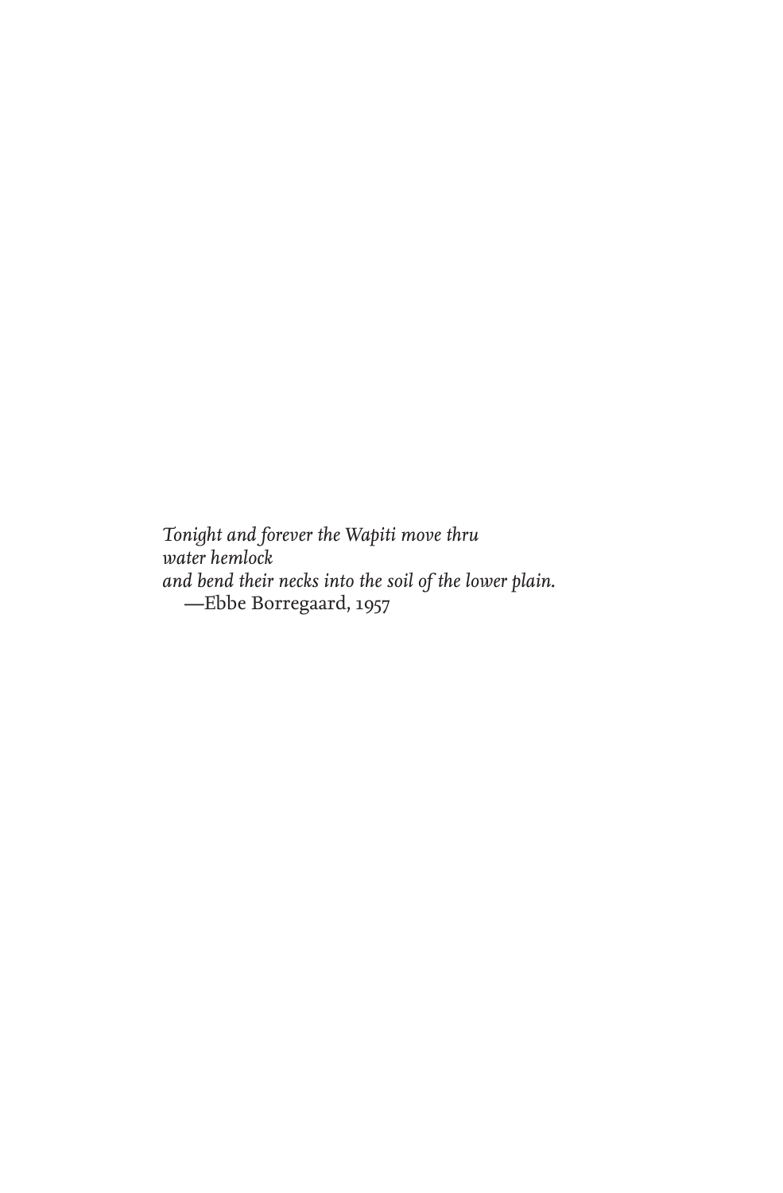*Tonight and forever the Wapiti move thru*
*water hemlock*
*and bend their necks into the soil of the lower plain.*
—Ebbe Borregaard, 1957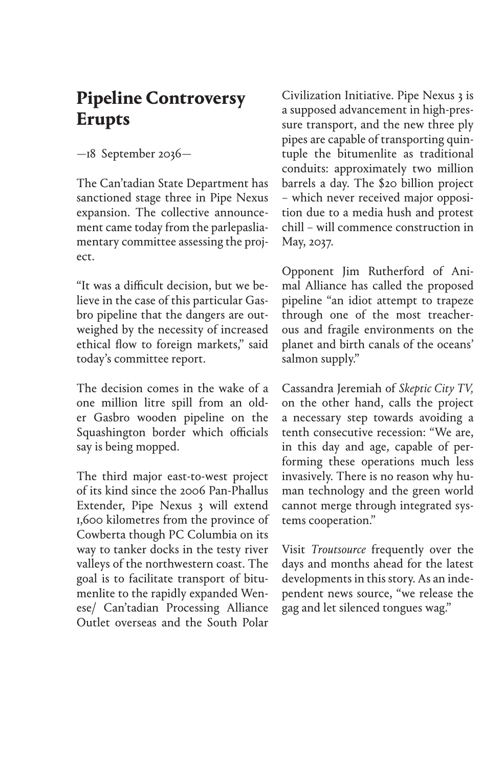# Pipeline Controversy Erupts

—18 September 2036—

The Can'tadian State Department has sanctioned stage three in Pipe Nexus expansion. The collective announcement came today from the parlepasliamentary committee assessing the project.

"It was a difficult decision, but we believe in the case of this particular Gasbro pipeline that the dangers are outweighed by the necessity of increased ethical flow to foreign markets," said today's committee report.

The decision comes in the wake of a one million litre spill from an older Gasbro wooden pipeline on the Squashington border which officials say is being mopped.

The third major east-to-west project of its kind since the 2006 Pan-Phallus Extender, Pipe Nexus 3 will extend 1,600 kilometres from the province of Cowberta though PC Columbia on its way to tanker docks in the testy river valleys of the northwestern coast. The goal is to facilitate transport of bitumenlite to the rapidly expanded Wenese/ Can'tadian Processing Alliance Outlet overseas and the South Polar Civilization Initiative. Pipe Nexus 3 is a supposed advancement in high-pressure transport, and the new three ply pipes are capable of transporting quintuple the bitumenlite as traditional conduits: approximately two million barrels a day. The $20 billion project – which never received major opposition due to a media hush and protest chill – will commence construction in May, 2037.

Opponent Jim Rutherford of Animal Alliance has called the proposed pipeline "an idiot attempt to trapeze through one of the most treacherous and fragile environments on the planet and birth canals of the oceans' salmon supply."

Cassandra Jeremiah of *Skeptic City TV,* on the other hand, calls the project a necessary step towards avoiding a tenth consecutive recession: "We are, in this day and age, capable of performing these operations much less invasively. There is no reason why human technology and the green world cannot merge through integrated systems cooperation."

Visit *Troutsource* frequently over the days and months ahead for the latest developments in this story. As an independent news source, "we release the gag and let silenced tongues wag."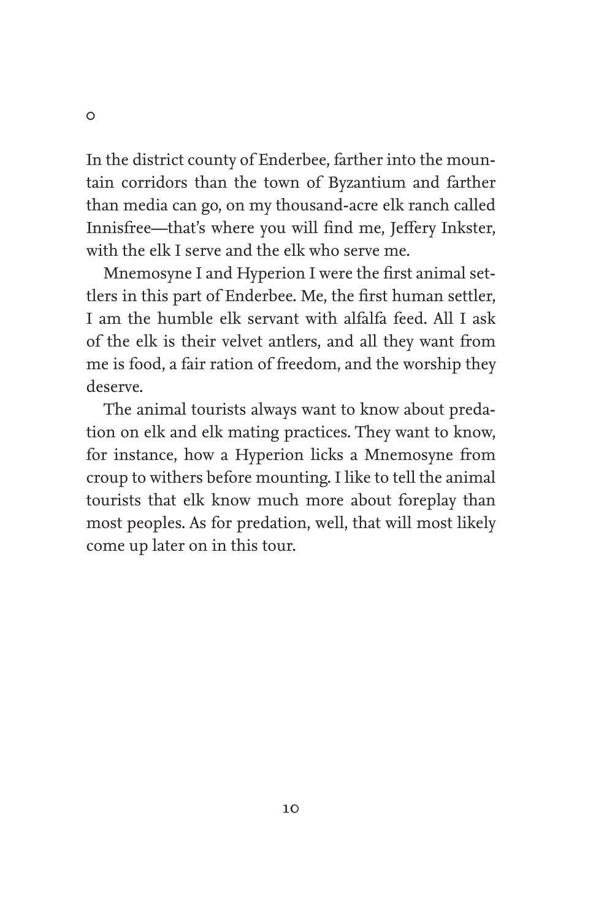°

In the district county of Enderbee, farther into the mountain corridors than the town of Byzantium and farther than media can go, on my thousand-acre elk ranch called Innisfree—that's where you will find me, Jeffery Inkster, with the elk I serve and the elk who serve me.

Mnemosyne I and Hyperion I were the first animal settlers in this part of Enderbee. Me, the first human settler, I am the humble elk servant with alfalfa feed. All I ask of the elk is their velvet antlers, and all they want from me is food, a fair ration of freedom, and the worship they deserve.

The animal tourists always want to know about predation on elk and elk mating practices. They want to know, for instance, how a Hyperion licks a Mnemosyne from croup to withers before mounting. I like to tell the animal tourists that elk know much more about foreplay than most peoples. As for predation, well, that will most likely come up later on in this tour.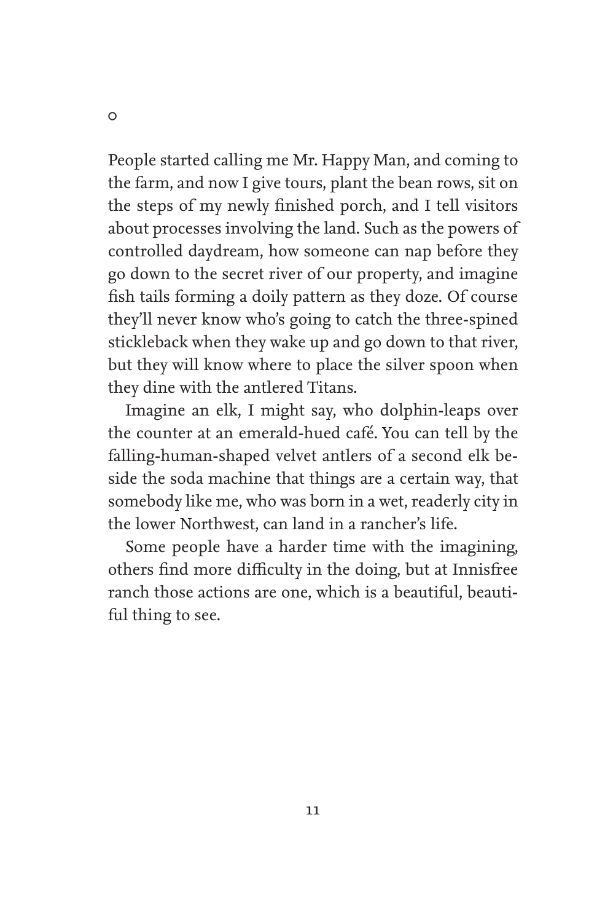°

People started calling me Mr. Happy Man, and coming to the farm, and now I give tours, plant the bean rows, sit on the steps of my newly finished porch, and I tell visitors about processes involving the land. Such as the powers of controlled daydream, how someone can nap before they go down to the secret river of our property, and imagine fish tails forming a doily pattern as they doze. Of course they'll never know who's going to catch the three-spined stickleback when they wake up and go down to that river, but they will know where to place the silver spoon when they dine with the antlered Titans.

Imagine an elk, I might say, who dolphin-leaps over the counter at an emerald-hued café. You can tell by the falling-human-shaped velvet antlers of a second elk beside the soda machine that things are a certain way, that somebody like me, who was born in a wet, readerly city in the lower Northwest, can land in a rancher's life.

Some people have a harder time with the imagining, others find more difficulty in the doing, but at Innisfree ranch those actions are one, which is a beautiful, beautiful thing to see.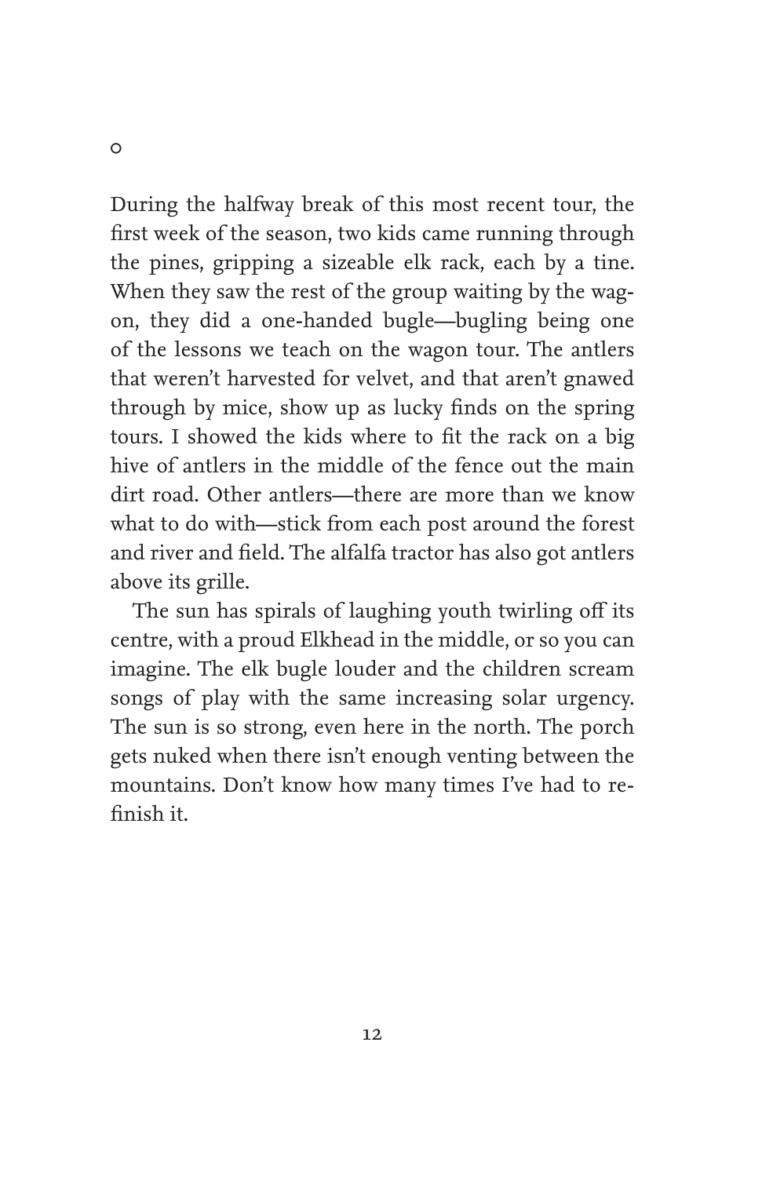○

During the halfway break of this most recent tour, the first week of the season, two kids came running through the pines, gripping a sizeable elk rack, each by a tine. When they saw the rest of the group waiting by the wagon, they did a one-handed bugle—bugling being one of the lessons we teach on the wagon tour. The antlers that weren't harvested for velvet, and that aren't gnawed through by mice, show up as lucky finds on the spring tours. I showed the kids where to fit the rack on a big hive of antlers in the middle of the fence out the main dirt road. Other antlers—there are more than we know what to do with—stick from each post around the forest and river and field. The alfalfa tractor has also got antlers above its grille.

The sun has spirals of laughing youth twirling off its centre, with a proud Elkhead in the middle, or so you can imagine. The elk bugle louder and the children scream songs of play with the same increasing solar urgency. The sun is so strong, even here in the north. The porch gets nuked when there isn't enough venting between the mountains. Don't know how many times I've had to refinish it.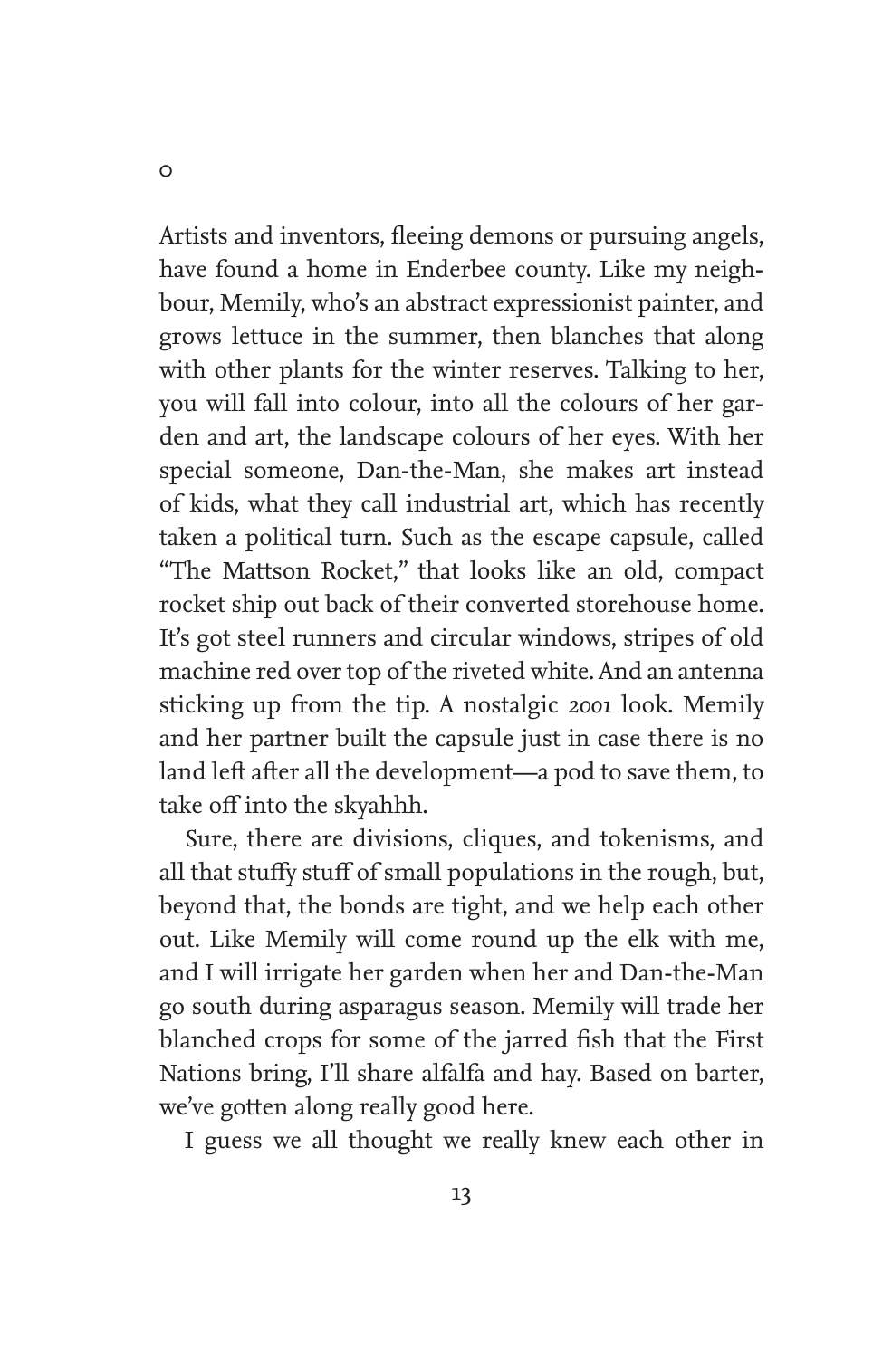○

Artists and inventors, fleeing demons or pursuing angels, have found a home in Enderbee county. Like my neighbour, Memily, who's an abstract expressionist painter, and grows lettuce in the summer, then blanches that along with other plants for the winter reserves. Talking to her, you will fall into colour, into all the colours of her garden and art, the landscape colours of her eyes. With her special someone, Dan-the-Man, she makes art instead of kids, what they call industrial art, which has recently taken a political turn. Such as the escape capsule, called "The Mattson Rocket," that looks like an old, compact rocket ship out back of their converted storehouse home. It's got steel runners and circular windows, stripes of old machine red over top of the riveted white. And an antenna sticking up from the tip. A nostalgic *2001* look. Memily and her partner built the capsule just in case there is no land left after all the development—a pod to save them, to take off into the skyahhh.

Sure, there are divisions, cliques, and tokenisms, and all that stuffy stuff of small populations in the rough, but, beyond that, the bonds are tight, and we help each other out. Like Memily will come round up the elk with me, and I will irrigate her garden when her and Dan-the-Man go south during asparagus season. Memily will trade her blanched crops for some of the jarred fish that the First Nations bring, I'll share alfalfa and hay. Based on barter, we've gotten along really good here.

I guess we all thought we really knew each other in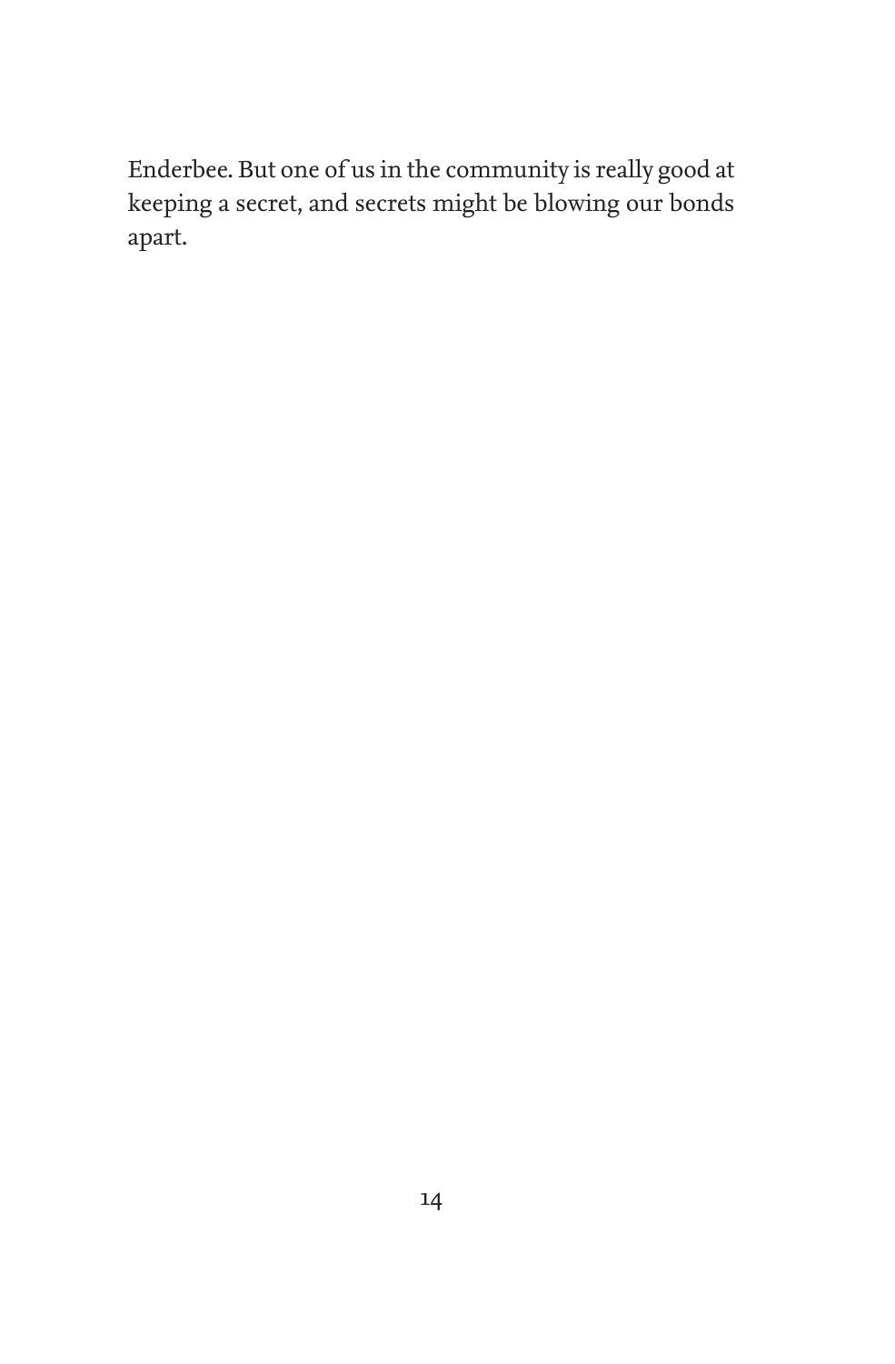Enderbee. But one of us in the community is really good at keeping a secret, and secrets might be blowing our bonds apart.